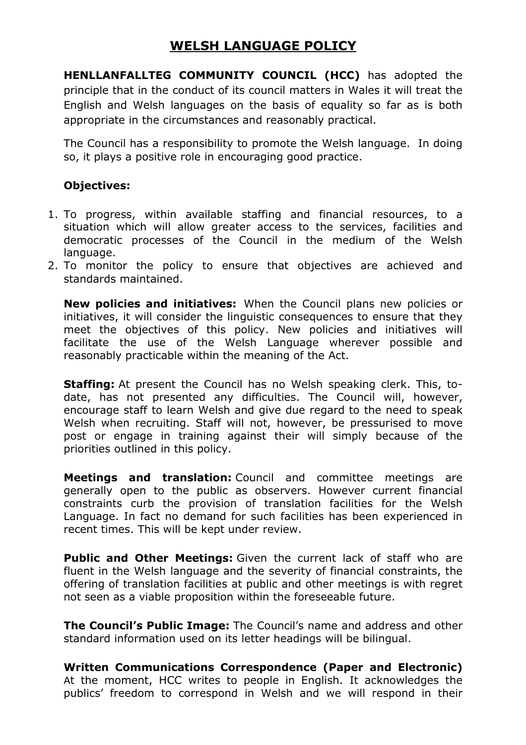# WELSH LANGUAGE POLICY

**HENLLANFALLTEG COMMUNITY COUNCIL (HCC)** has adopted the principle that in the conduct of its council matters in Wales it will treat the English and Welsh languages on the basis of equality so far as is both appropriate in the circumstances and reasonably practical.

The Council has a responsibility to promote the Welsh language. In doing so, it plays a positive role in encouraging good practice.

**Objectives:**

1. To progress, within available staffing and financial resources, to a situation which will allow greater access to the services, facilities and democratic processes of the Council in the medium of the Welsh language.
2. To monitor the policy to ensure that objectives are achieved and standards maintained.

**New policies and initiatives:** When the Council plans new policies or initiatives, it will consider the linguistic consequences to ensure that they meet the objectives of this policy. New policies and initiatives will facilitate the use of the Welsh Language wherever possible and reasonably practicable within the meaning of the Act.

**Staffing:** At present the Council has no Welsh speaking clerk. This, to-date, has not presented any difficulties. The Council will, however, encourage staff to learn Welsh and give due regard to the need to speak Welsh when recruiting. Staff will not, however, be pressurised to move post or engage in training against their will simply because of the priorities outlined in this policy.

**Meetings and translation:** Council and committee meetings are generally open to the public as observers. However current financial constraints curb the provision of translation facilities for the Welsh Language. In fact no demand for such facilities has been experienced in recent times. This will be kept under review.

**Public and Other Meetings:** Given the current lack of staff who are fluent in the Welsh language and the severity of financial constraints, the offering of translation facilities at public and other meetings is with regret not seen as a viable proposition within the foreseeable future.

**The Council's Public Image:** The Council's name and address and other standard information used on its letter headings will be bilingual.

**Written Communications Correspondence (Paper and Electronic)** At the moment, HCC writes to people in English. It acknowledges the publics' freedom to correspond in Welsh and we will respond in their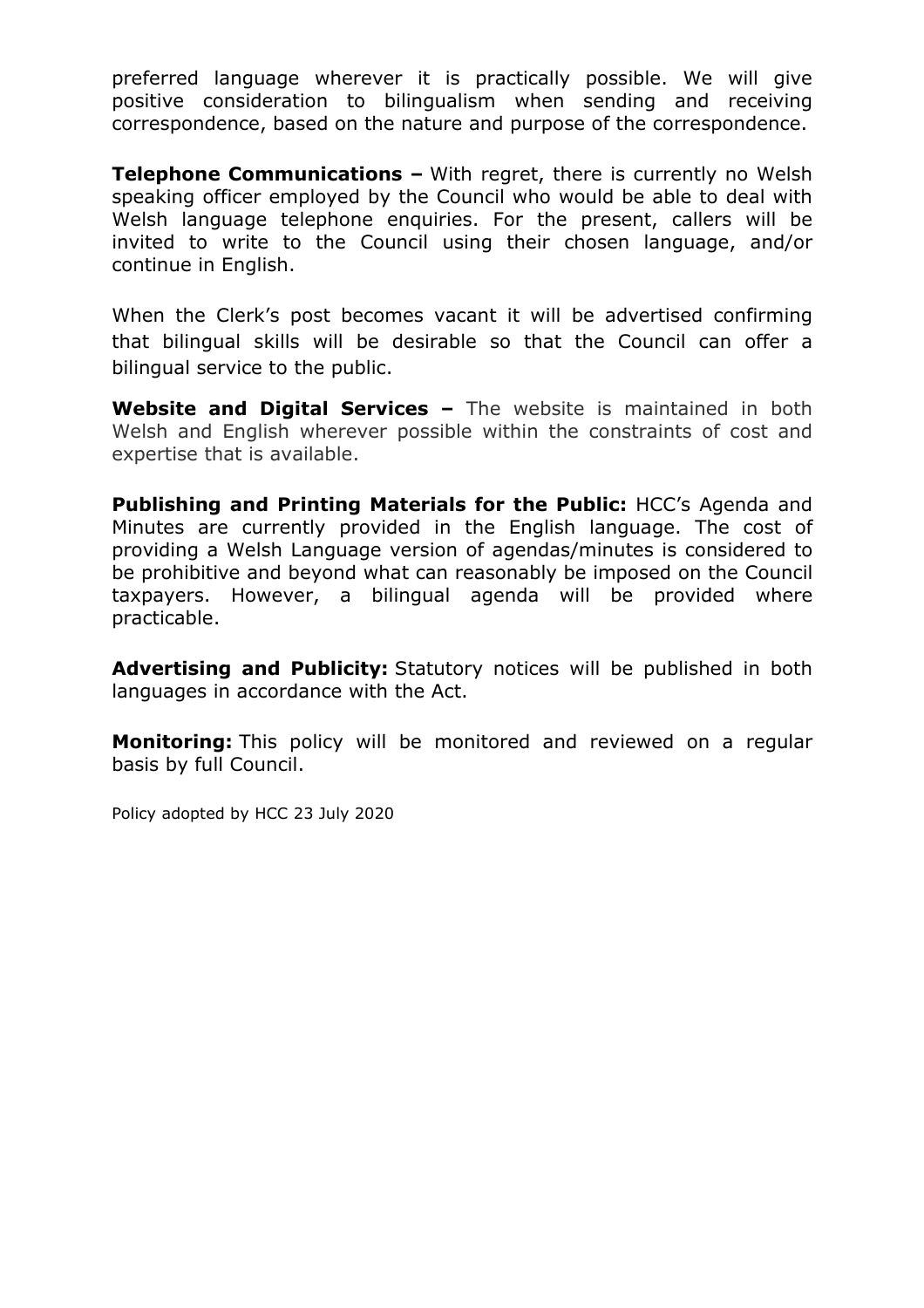preferred language wherever it is practically possible. We will give positive consideration to bilingualism when sending and receiving correspondence, based on the nature and purpose of the correspondence.

**Telephone Communications –** With regret, there is currently no Welsh speaking officer employed by the Council who would be able to deal with Welsh language telephone enquiries. For the present, callers will be invited to write to the Council using their chosen language, and/or continue in English.

When the Clerk's post becomes vacant it will be advertised confirming that bilingual skills will be desirable so that the Council can offer a bilingual service to the public.

**Website and Digital Services –** The website is maintained in both Welsh and English wherever possible within the constraints of cost and expertise that is available.

**Publishing and Printing Materials for the Public:** HCC's Agenda and Minutes are currently provided in the English language. The cost of providing a Welsh Language version of agendas/minutes is considered to be prohibitive and beyond what can reasonably be imposed on the Council taxpayers. However, a bilingual agenda will be provided where practicable.

**Advertising and Publicity:** Statutory notices will be published in both languages in accordance with the Act.

**Monitoring:** This policy will be monitored and reviewed on a regular basis by full Council.

Policy adopted by HCC 23 July 2020